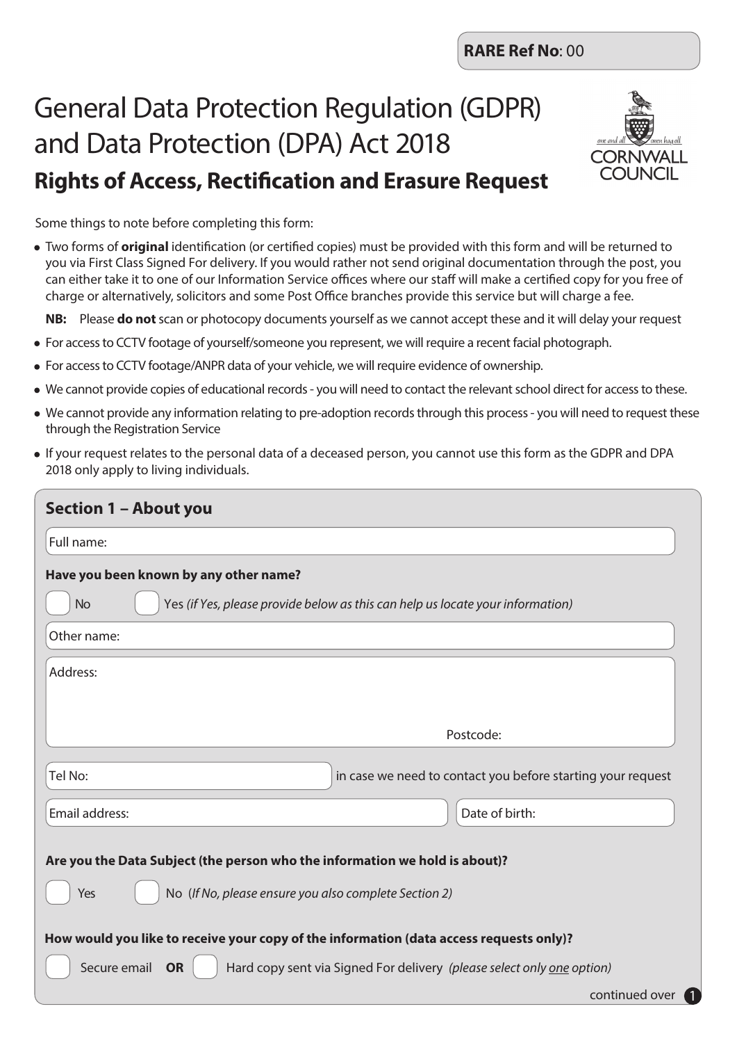**RARE Ref No**: 00

# General Data Protection Regulation (GDPR) and Data Protection (DPA) Act 2018

## Rights of Access, Rectification and Erasure Request

Some things to note before completing this form:

- Two forms of **original** identification (or certified copies) must be provided with this form and will be returned to you via First Class Signed For delivery. If you would rather not send original documentation through the post, you can either take it to one of our Information Service offices where our staff will make a certified copy for you free of charge or alternatively, solicitors and some Post Office branches provide this service but will charge a fee.

  **NB:** Please **do not** scan or photocopy documents yourself as we cannot accept these and it will delay your request

- For access to CCTV footage of yourself/someone you represent, we will require a recent facial photograph.
- For access to CCTV footage/ANPR data of your vehicle, we will require evidence of ownership.
- We cannot provide copies of educational records - you will need to contact the relevant school direct for access to these.
- We cannot provide any information relating to pre-adoption records through this process - you will need to request these through the Registration Service
- If your request relates to the personal data of a deceased person, you cannot use this form as the GDPR and DPA 2018 only apply to living individuals.

### Section 1 – About you

Full name:

**Have you been known by any other name?**

☐ No ☐ Yes *(if Yes, please provide below as this can help us locate your information)*

Other name:

Address:

Postcode:

Tel No: in case we need to contact you before starting your request

Email address: Date of birth:

**Are you the Data Subject (the person who the information we hold is about)?**

☐ Yes ☐ No *(If No, please ensure you also complete Section 2)*

**How would you like to receive your copy of the information (data access requests only)?**

☐ Secure email **OR** ☐ Hard copy sent via Signed For delivery *(please select only one option)*

continued over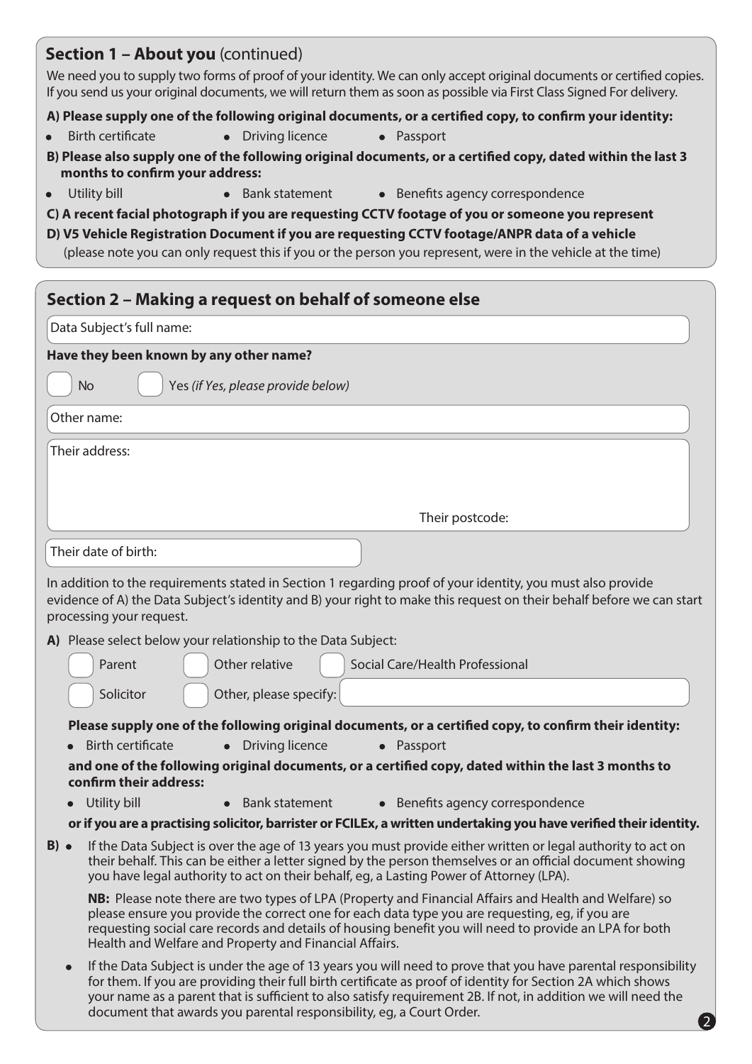## Section 1 – About you (continued)

We need you to supply two forms of proof of your identity. We can only accept original documents or certified copies. If you send us your original documents, we will return them as soon as possible via First Class Signed For delivery.

**A) Please supply one of the following original documents, or a certified copy, to confirm your identity:**

- Birth certificate
- Driving licence
- Passport

**B) Please also supply one of the following original documents, or a certified copy, dated within the last 3 months to confirm your address:**

- Utility bill
- Bank statement
- Benefits agency correspondence

**C) A recent facial photograph if you are requesting CCTV footage of you or someone you represent**

**D) V5 Vehicle Registration Document if you are requesting CCTV footage/ANPR data of a vehicle**
(please note you can only request this if you or the person you represent, were in the vehicle at the time)

## Section 2 – Making a request on behalf of someone else

Data Subject's full name:

**Have they been known by any other name?**

☐ No ☐ Yes *(if Yes, please provide below)*

Other name:

Their address:

Their postcode:

Their date of birth:

In addition to the requirements stated in Section 1 regarding proof of your identity, you must also provide evidence of A) the Data Subject's identity and B) your right to make this request on their behalf before we can start processing your request.

**A)** Please select below your relationship to the Data Subject:

☐ Parent ☐ Other relative ☐ Social Care/Health Professional

☐ Solicitor ☐ Other, please specify:

**Please supply one of the following original documents, or a certified copy, to confirm their identity:**

- Birth certificate
- Driving licence
- Passport

**and one of the following original documents, or a certified copy, dated within the last 3 months to confirm their address:**

- Utility bill
- Bank statement
- Benefits agency correspondence

**or if you are a practising solicitor, barrister or FCILEx, a written undertaking you have verified their identity.**

**B)**

- If the Data Subject is over the age of 13 years you must provide either written or legal authority to act on their behalf. This can be either a letter signed by the person themselves or an official document showing you have legal authority to act on their behalf, eg, a Lasting Power of Attorney (LPA).

  **NB:** Please note there are two types of LPA (Property and Financial Affairs and Health and Welfare) so please ensure you provide the correct one for each data type you are requesting, eg, if you are requesting social care records and details of housing benefit you will need to provide an LPA for both Health and Welfare and Property and Financial Affairs.

- If the Data Subject is under the age of 13 years you will need to prove that you have parental responsibility for them. If you are providing their full birth certificate as proof of identity for Section 2A which shows your name as a parent that is sufficient to also satisfy requirement 2B. If not, in addition we will need the document that awards you parental responsibility, eg, a Court Order.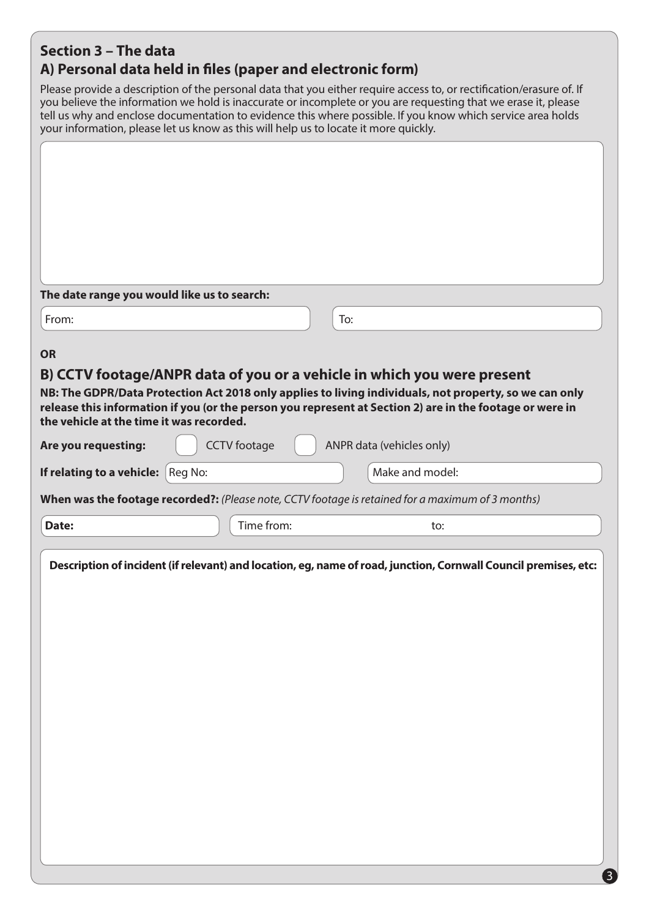## Section 3 – The data

### A) Personal data held in files (paper and electronic form)

Please provide a description of the personal data that you either require access to, or rectification/erasure of. If you believe the information we hold is inaccurate or incomplete or you are requesting that we erase it, please tell us why and enclose documentation to evidence this where possible. If you know which service area holds your information, please let us know as this will help us to locate it more quickly.

**The date range you would like us to search:**

From: 

To: 

**OR**

### B) CCTV footage/ANPR data of you or a vehicle in which you were present

**NB: The GDPR/Data Protection Act 2018 only applies to living individuals, not property, so we can only release this information if you (or the person you represent at Section 2) are in the footage or were in the vehicle at the time it was recorded.**

**Are you requesting:** ☐ CCTV footage ☐ ANPR data (vehicles only)

**If relating to a vehicle:** Reg No: Make and model:

**When was the footage recorded?:** *(Please note, CCTV footage is retained for a maximum of 3 months)*

**Date:** Time from: to:

**Description of incident (if relevant) and location, eg, name of road, junction, Cornwall Council premises, etc:**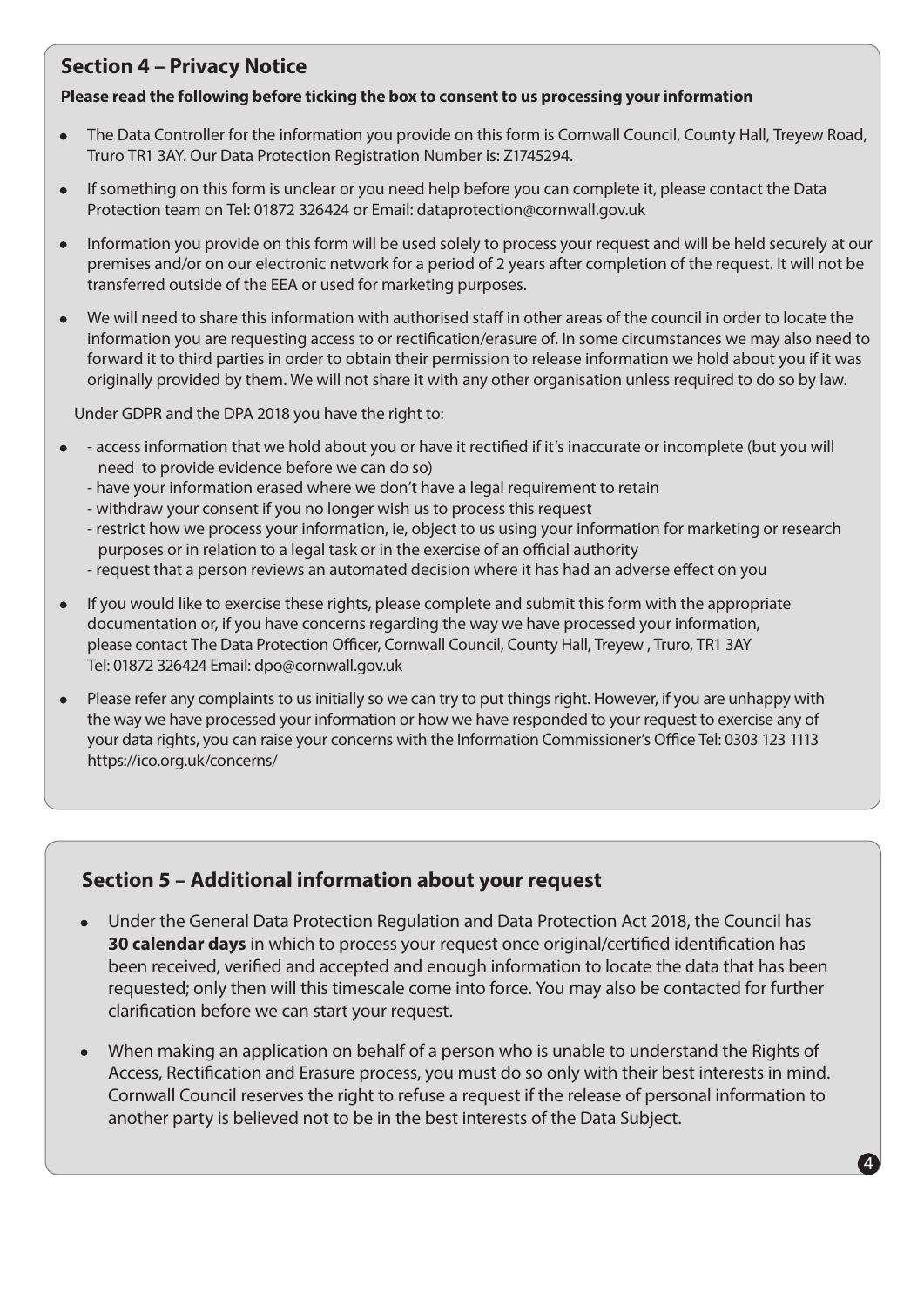## Section 4 – Privacy Notice

**Please read the following before ticking the box to consent to us processing your information**

- The Data Controller for the information you provide on this form is Cornwall Council, County Hall, Treyew Road, Truro TR1 3AY. Our Data Protection Registration Number is: Z1745294.
- If something on this form is unclear or you need help before you can complete it, please contact the Data Protection team on Tel: 01872 326424 or Email: dataprotection@cornwall.gov.uk
- Information you provide on this form will be used solely to process your request and will be held securely at our premises and/or on our electronic network for a period of 2 years after completion of the request. It will not be transferred outside of the EEA or used for marketing purposes.
- We will need to share this information with authorised staff in other areas of the council in order to locate the information you are requesting access to or rectification/erasure of. In some circumstances we may also need to forward it to third parties in order to obtain their permission to release information we hold about you if it was originally provided by them. We will not share it with any other organisation unless required to do so by law.

Under GDPR and the DPA 2018 you have the right to:

- - access information that we hold about you or have it rectified if it's inaccurate or incomplete (but you will need to provide evidence before we can do so)
  - have your information erased where we don't have a legal requirement to retain
  - withdraw your consent if you no longer wish us to process this request
  - restrict how we process your information, ie, object to us using your information for marketing or research purposes or in relation to a legal task or in the exercise of an official authority
  - request that a person reviews an automated decision where it has had an adverse effect on you
- If you would like to exercise these rights, please complete and submit this form with the appropriate documentation or, if you have concerns regarding the way we have processed your information, please contact The Data Protection Officer, Cornwall Council, County Hall, Treyew , Truro, TR1 3AY Tel: 01872 326424 Email: dpo@cornwall.gov.uk
- Please refer any complaints to us initially so we can try to put things right. However, if you are unhappy with the way we have processed your information or how we have responded to your request to exercise any of your data rights, you can raise your concerns with the Information Commissioner's Office Tel: 0303 123 1113 https://ico.org.uk/concerns/

## Section 5 – Additional information about your request

- Under the General Data Protection Regulation and Data Protection Act 2018, the Council has **30 calendar days** in which to process your request once original/certified identification has been received, verified and accepted and enough information to locate the data that has been requested; only then will this timescale come into force. You may also be contacted for further clarification before we can start your request.
- When making an application on behalf of a person who is unable to understand the Rights of Access, Rectification and Erasure process, you must do so only with their best interests in mind. Cornwall Council reserves the right to refuse a request if the release of personal information to another party is believed not to be in the best interests of the Data Subject.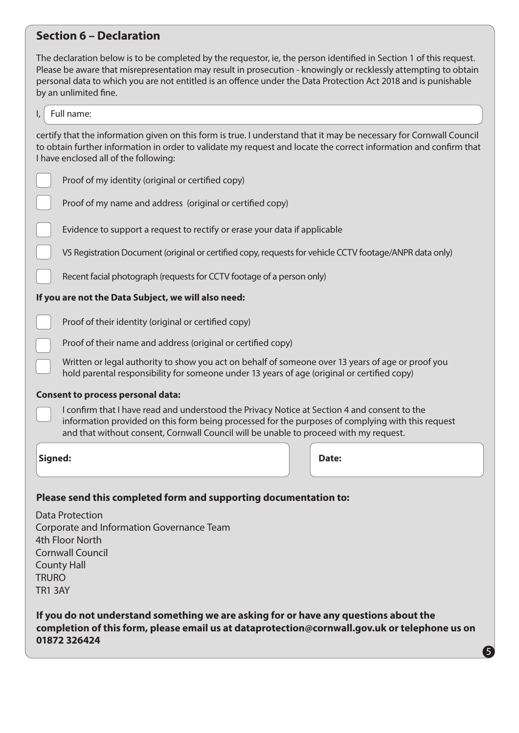## Section 6 – Declaration

The declaration below is to be completed by the requestor, ie, the person identified in Section 1 of this request. Please be aware that misrepresentation may result in prosecution - knowingly or recklessly attempting to obtain personal data to which you are not entitled is an offence under the Data Protection Act 2018 and is punishable by an unlimited fine.

I, Full name:

certify that the information given on this form is true. I understand that it may be necessary for Cornwall Council to obtain further information in order to validate my request and locate the correct information and confirm that I have enclosed all of the following:

- [ ] Proof of my identity (original or certified copy)
- [ ] Proof of my name and address (original or certified copy)
- [ ] Evidence to support a request to rectify or erase your data if applicable
- [ ] V5 Registration Document (original or certified copy, requests for vehicle CCTV footage/ANPR data only)
- [ ] Recent facial photograph (requests for CCTV footage of a person only)

**If you are not the Data Subject, we will also need:**

- [ ] Proof of their identity (original or certified copy)
- [ ] Proof of their name and address (original or certified copy)
- [ ] Written or legal authority to show you act on behalf of someone over 13 years of age or proof you hold parental responsibility for someone under 13 years of age (original or certified copy)

**Consent to process personal data:**

- [ ] I confirm that I have read and understood the Privacy Notice at Section 4 and consent to the information provided on this form being processed for the purposes of complying with this request and that without consent, Cornwall Council will be unable to proceed with my request.

**Signed:**

**Date:**

**Please send this completed form and supporting documentation to:**

Data Protection
Corporate and Information Governance Team
4th Floor North
Cornwall Council
County Hall
TRURO
TR1 3AY

**If you do not understand something we are asking for or have any questions about the completion of this form, please email us at dataprotection@cornwall.gov.uk or telephone us on 01872 326424**